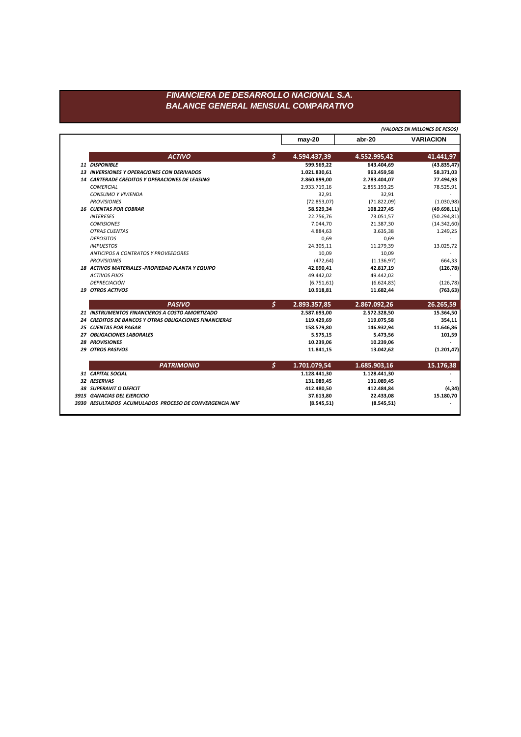# FINANCIERA DE DESARROLLO NACIONAL S.A.
## BALANCE GENERAL MENSUAL COMPARATIVO

*(VALORES EN MILLONES DE PESOS)*

| | | may-20 | abr-20 | VARIACION |
|---|---|---|---|---|
| ***ACTIVO*** | $ | **4.594.437,39** | **4.552.995,42** | **41.441,97** |
| ***11 DISPONIBLE*** | | **599.569,22** | **643.404,69** | **(43.835,47)** |
| ***13 INVERSIONES Y OPERACIONES CON DERIVADOS*** | | **1.021.830,61** | **963.459,58** | **58.371,03** |
| ***14 CARTERADE CREDITOS Y OPERACIONES DE LEASING*** | | **2.860.899,00** | **2.783.404,07** | **77.494,93** |
| *COMERCIAL* | | 2.933.719,16 | 2.855.193,25 | 78.525,91 |
| *CONSUMO Y VIVIENDA* | | 32,91 | 32,91 | - |
| *PROVISIONES* | | (72.853,07) | (71.822,09) | (1.030,98) |
| ***16 CUENTAS POR COBRAR*** | | **58.529,34** | **108.227,45** | **(49.698,11)** |
| *INTERESES* | | 22.756,76 | 73.051,57 | (50.294,81) |
| *COMISIONES* | | 7.044,70 | 21.387,30 | (14.342,60) |
| *OTRAS CUENTAS* | | 4.884,63 | 3.635,38 | 1.249,25 |
| *DEPOSITOS* | | 0,69 | 0,69 | - |
| *IMPUESTOS* | | 24.305,11 | 11.279,39 | 13.025,72 |
| *ANTICIPOS A CONTRATOS Y PROVEEDORES* | | 10,09 | 10,09 | - |
| *PROVISIONES* | | (472,64) | (1.136,97) | 664,33 |
| ***18 ACTIVOS MATERIALES -PROPIEDAD PLANTA Y EQUIPO*** | | **42.690,41** | **42.817,19** | **(126,78)** |
| *ACTIVOS FIJOS* | | 49.442,02 | 49.442,02 | - |
| *DEPRECIACIÓN* | | (6.751,61) | (6.624,83) | (126,78) |
| ***19 OTROS ACTIVOS*** | | **10.918,81** | **11.682,44** | **(763,63)** |
| ***PASIVO*** | $ | **2.893.357,85** | **2.867.092,26** | **26.265,59** |
| ***21 INSTRUMENTOS FINANCIEROS A COSTO AMORTIZADO*** | | **2.587.693,00** | **2.572.328,50** | **15.364,50** |
| ***24 CREDITOS DE BANCOS Y OTRAS OBLIGACIONES FINANCIERAS*** | | **119.429,69** | **119.075,58** | **354,11** |
| ***25 CUENTAS POR PAGAR*** | | **158.579,80** | **146.932,94** | **11.646,86** |
| ***27 OBLIGACIONES LABORALES*** | | **5.575,15** | **5.473,56** | **101,59** |
| ***28 PROVISIONES*** | | **10.239,06** | **10.239,06** | **-** |
| ***29 OTROS PASIVOS*** | | **11.841,15** | **13.042,62** | **(1.201,47)** |
| ***PATRIMONIO*** | $ | **1.701.079,54** | **1.685.903,16** | **15.176,38** |
| ***31 CAPITAL SOCIAL*** | | **1.128.441,30** | **1.128.441,30** | **-** |
| ***32 RESERVAS*** | | **131.089,45** | **131.089,45** | **-** |
| ***38 SUPERAVIT O DEFICIT*** | | **412.480,50** | **412.484,84** | **(4,34)** |
| ***3915 GANACIAS DEL EJERCICIO*** | | **37.613,80** | **22.433,08** | **15.180,70** |
| ***3930 RESULTADOS ACUMULADOS PROCESO DE CONVERGENCIA NIIF*** | | **(8.545,51)** | **(8.545,51)** | **-** |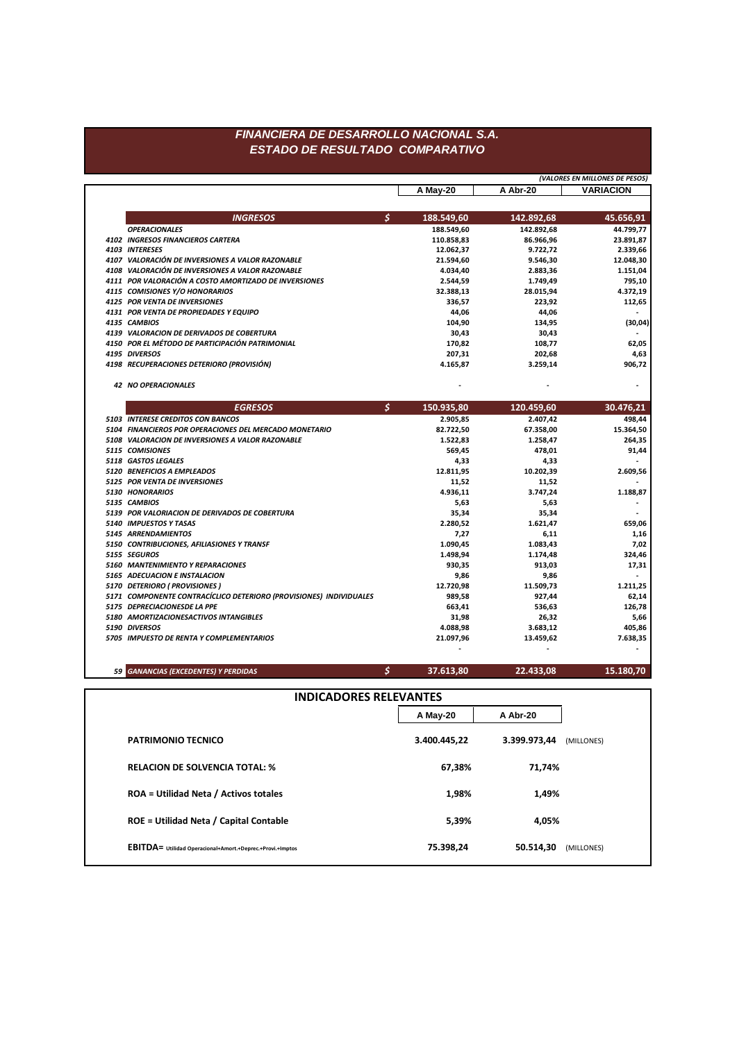# FINANCIERA DE DESARROLLO NACIONAL S.A.
## ESTADO DE RESULTADO COMPARATIVO

*(VALORES EN MILLONES DE PESOS)*

| | | A May-20 | A Abr-20 | VARIACION |
|---|---|---|---|---|
| ***INGRESOS*** | $ | **188.549,60** | **142.892,68** | **45.656,91** |
| ***OPERACIONALES*** | | 188.549,60 | 142.892,68 | 44.799,77 |
| ***4102 INGRESOS FINANCIEROS CARTERA*** | | 110.858,83 | 86.966,96 | 23.891,87 |
| ***4103 INTERESES*** | | 12.062,37 | 9.722,72 | 2.339,66 |
| ***4107 VALORACIÓN DE INVERSIONES A VALOR RAZONABLE*** | | 21.594,60 | 9.546,30 | 12.048,30 |
| ***4108 VALORACIÓN DE INVERSIONES A VALOR RAZONABLE*** | | 4.034,40 | 2.883,36 | 1.151,04 |
| ***4111 POR VALORACIÓN A COSTO AMORTIZADO DE INVERSIONES*** | | 2.544,59 | 1.749,49 | 795,10 |
| ***4115 COMISIONES Y/O HONORARIOS*** | | 32.388,13 | 28.015,94 | 4.372,19 |
| ***4125 POR VENTA DE INVERSIONES*** | | 336,57 | 223,92 | 112,65 |
| ***4131 POR VENTA DE PROPIEDADES Y EQUIPO*** | | 44,06 | 44,06 | - |
| ***4135 CAMBIOS*** | | 104,90 | 134,95 | (30,04) |
| ***4139 VALORACION DE DERIVADOS DE COBERTURA*** | | 30,43 | 30,43 | - |
| ***4150 POR EL MÉTODO DE PARTICIPACIÓN PATRIMONIAL*** | | 170,82 | 108,77 | 62,05 |
| ***4195 DIVERSOS*** | | 207,31 | 202,68 | 4,63 |
| ***4198 RECUPERACIONES DETERIORO (PROVISIÓN)*** | | 4.165,87 | 3.259,14 | 906,72 |
| ***42 NO OPERACIONALES*** | | - | - | - |
| ***EGRESOS*** | $ | **150.935,80** | **120.459,60** | **30.476,21** |
| ***5103 INTERESE CREDITOS CON BANCOS*** | | 2.905,85 | 2.407,42 | 498,44 |
| ***5104 FINANCIEROS POR OPERACIONES DEL MERCADO MONETARIO*** | | 82.722,50 | 67.358,00 | 15.364,50 |
| ***5108 VALORACION DE INVERSIONES A VALOR RAZONABLE*** | | 1.522,83 | 1.258,47 | 264,35 |
| ***5115 COMISIONES*** | | 569,45 | 478,01 | 91,44 |
| ***5118 GASTOS LEGALES*** | | 4,33 | 4,33 | - |
| ***5120 BENEFICIOS A EMPLEADOS*** | | 12.811,95 | 10.202,39 | 2.609,56 |
| ***5125 POR VENTA DE INVERSIONES*** | | 11,52 | 11,52 | - |
| ***5130 HONORARIOS*** | | 4.936,11 | 3.747,24 | 1.188,87 |
| ***5135 CAMBIOS*** | | 5,63 | 5,63 | - |
| ***5139 POR VALORIACION DE DERIVADOS DE COBERTURA*** | | 35,34 | 35,34 | - |
| ***5140 IMPUESTOS Y TASAS*** | | 2.280,52 | 1.621,47 | 659,06 |
| ***5145 ARRENDAMIENTOS*** | | 7,27 | 6,11 | 1,16 |
| ***5150 CONTRIBUCIONES, AFILIASIONES Y TRANSF*** | | 1.090,45 | 1.083,43 | 7,02 |
| ***5155 SEGUROS*** | | 1.498,94 | 1.174,48 | 324,46 |
| ***5160 MANTENIMIENTO Y REPARACIONES*** | | 930,35 | 913,03 | 17,31 |
| ***5165 ADECUACION E INSTALACION*** | | 9,86 | 9,86 | - |
| ***5170 DETERIORO ( PROVISIONES )*** | | 12.720,98 | 11.509,73 | 1.211,25 |
| ***5171 COMPONENTE CONTRACÍCLICO DETERIORO (PROVISIONES) INDIVIDUALES*** | | 989,58 | 927,44 | 62,14 |
| ***5175 DEPRECIACIONESDE LA PPE*** | | 663,41 | 536,63 | 126,78 |
| ***5180 AMORTIZACIONESACTIVOS INTANGIBLES*** | | 31,98 | 26,32 | 5,66 |
| ***5190 DIVERSOS*** | | 4.088,98 | 3.683,12 | 405,86 |
| ***5705 IMPUESTO DE RENTA Y COMPLEMENTARIOS*** | | 21.097,96 | 13.459,62 | 7.638,35 |
| | | - | - | - |
| ***59 GANANCIAS (EXCEDENTES) Y PERDIDAS*** | $ | **37.613,80** | **22.433,08** | **15.180,70** |

## INDICADORES RELEVANTES

| | A May-20 | A Abr-20 | |
|---|---|---|---|
| **PATRIMONIO TECNICO** | 3.400.445,22 | 3.399.973,44 | (MILLONES) |
| **RELACION DE SOLVENCIA TOTAL: %** | 67,38% | 71,74% | |
| **ROA = Utilidad Neta / Activos totales** | 1,98% | 1,49% | |
| **ROE = Utilidad Neta / Capital Contable** | 5,39% | 4,05% | |
| **EBITDA=** Utilidad Operacional+Amort.+Deprec.+Provi.+Imptos | 75.398,24 | 50.514,30 | (MILLONES) |